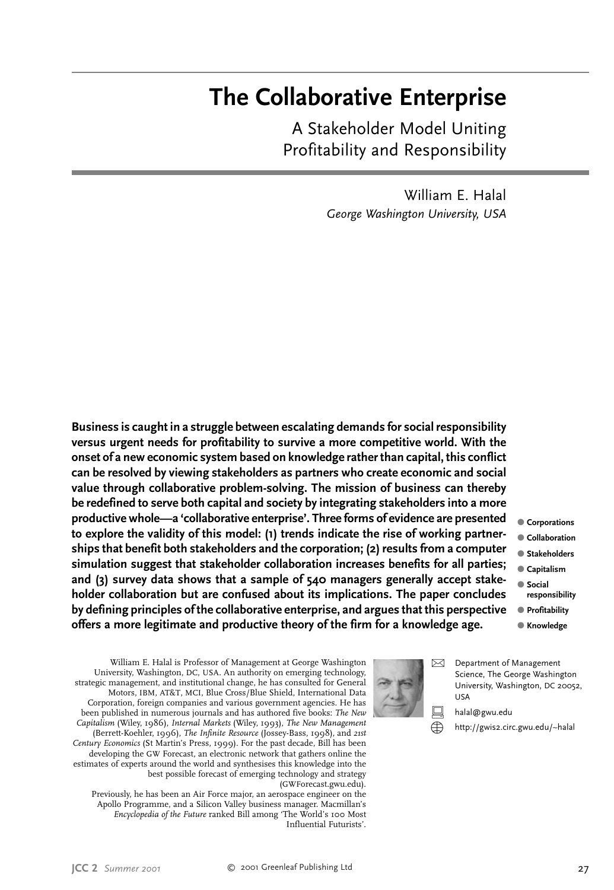# The Collaborative Enterprise

## A Stakeholder Model Uniting Profitability and Responsibility

William E. Halal
*George Washington University, USA*

**Business is caught in a struggle between escalating demands for social responsibility versus urgent needs for profitability to survive a more competitive world. With the onset of a new economic system based on knowledge rather than capital, this conflict can be resolved by viewing stakeholders as partners who create economic and social value through collaborative problem-solving. The mission of business can thereby be redefined to serve both capital and society by integrating stakeholders into a more productive whole—a 'collaborative enterprise'. Three forms of evidence are presented to explore the validity of this model: (1) trends indicate the rise of working partnerships that benefit both stakeholders and the corporation; (2) results from a computer simulation suggest that stakeholder collaboration increases benefits for all parties; and (3) survey data shows that a sample of 540 managers generally accept stakeholder collaboration but are confused about its implications. The paper concludes by defining principles of the collaborative enterprise, and argues that this perspective offers a more legitimate and productive theory of the firm for a knowledge age.**

- **Corporations**
- **Collaboration**
- **Stakeholders**
- **Capitalism**
- **Social responsibility**
- **Profitability**
- **Knowledge**

William E. Halal is Professor of Management at George Washington University, Washington, DC, USA. An authority on emerging technology, strategic management, and institutional change, he has consulted for General Motors, IBM, AT&T, MCI, Blue Cross/Blue Shield, International Data Corporation, foreign companies and various government agencies. He has been published in numerous journals and has authored five books: *The New Capitalism* (Wiley, 1986), *Internal Markets* (Wiley, 1993), *The New Management* (Berrett-Koehler, 1996), *The Infinite Resource* (Jossey-Bass, 1998), and *21st Century Economics* (St Martin's Press, 1999). For the past decade, Bill has been developing the GW Forecast, an electronic network that gathers online the estimates of experts around the world and synthesises this knowledge into the best possible forecast of emerging technology and strategy (GWForecast.gwu.edu).

Previously, he has been an Air Force major, an aerospace engineer on the Apollo Programme, and a Silicon Valley business manager. Macmillan's *Encyclopedia of the Future* ranked Bill among 'The World's 100 Most Influential Futurists'.

Department of Management Science, The George Washington University, Washington, DC 20052, USA

halal@gwu.edu

http://gwis2.circ.gwu.edu/~halal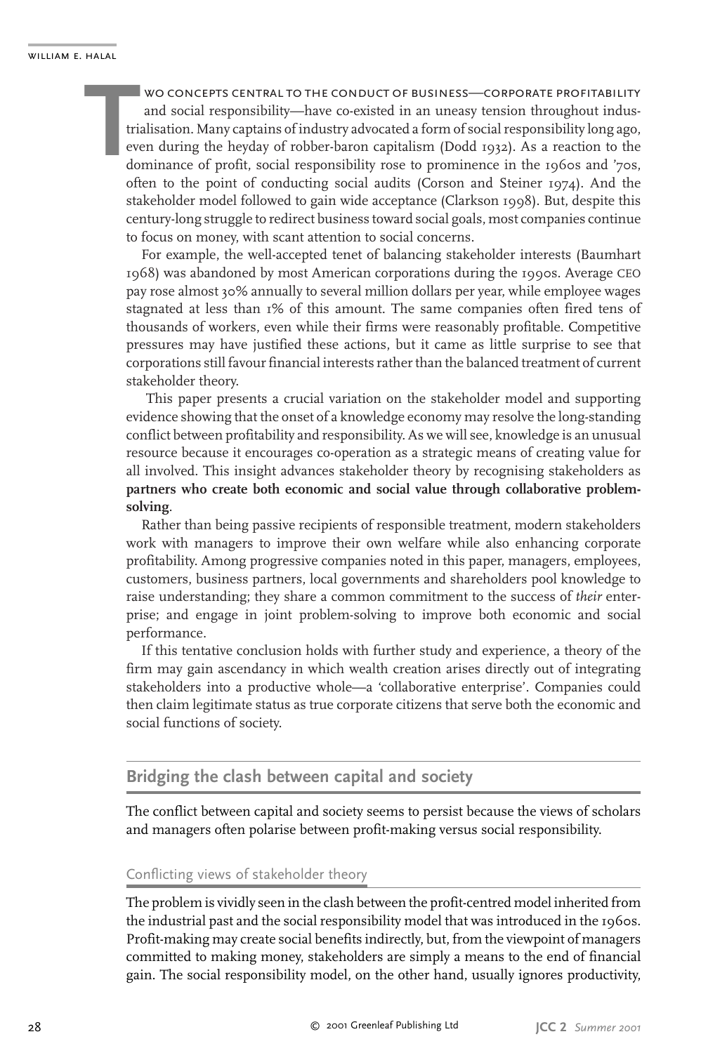Two concepts central to the conduct of business—corporate profitability and social responsibility—have co-existed in an uneasy tension throughout industrialisation. Many captains of industry advocated a form of social responsibility long ago, even during the heyday of robber-baron capitalism (Dodd 1932). As a reaction to the dominance of profit, social responsibility rose to prominence in the 1960s and '70s, often to the point of conducting social audits (Corson and Steiner 1974). And the stakeholder model followed to gain wide acceptance (Clarkson 1998). But, despite this century-long struggle to redirect business toward social goals, most companies continue to focus on money, with scant attention to social concerns.

For example, the well-accepted tenet of balancing stakeholder interests (Baumhart 1968) was abandoned by most American corporations during the 1990s. Average CEO pay rose almost 30% annually to several million dollars per year, while employee wages stagnated at less than 1% of this amount. The same companies often fired tens of thousands of workers, even while their firms were reasonably profitable. Competitive pressures may have justified these actions, but it came as little surprise to see that corporations still favour financial interests rather than the balanced treatment of current stakeholder theory.

This paper presents a crucial variation on the stakeholder model and supporting evidence showing that the onset of a knowledge economy may resolve the long-standing conflict between profitability and responsibility. As we will see, knowledge is an unusual resource because it encourages co-operation as a strategic means of creating value for all involved. This insight advances stakeholder theory by recognising stakeholders as **partners who create both economic and social value through collaborative problem-solving**.

Rather than being passive recipients of responsible treatment, modern stakeholders work with managers to improve their own welfare while also enhancing corporate profitability. Among progressive companies noted in this paper, managers, employees, customers, business partners, local governments and shareholders pool knowledge to raise understanding; they share a common commitment to the success of *their* enterprise; and engage in joint problem-solving to improve both economic and social performance.

If this tentative conclusion holds with further study and experience, a theory of the firm may gain ascendancy in which wealth creation arises directly out of integrating stakeholders into a productive whole—a 'collaborative enterprise'. Companies could then claim legitimate status as true corporate citizens that serve both the economic and social functions of society.

## Bridging the clash between capital and society

The conflict between capital and society seems to persist because the views of scholars and managers often polarise between profit-making versus social responsibility.

### Conflicting views of stakeholder theory

The problem is vividly seen in the clash between the profit-centred model inherited from the industrial past and the social responsibility model that was introduced in the 1960s. Profit-making may create social benefits indirectly, but, from the viewpoint of managers committed to making money, stakeholders are simply a means to the end of financial gain. The social responsibility model, on the other hand, usually ignores productivity,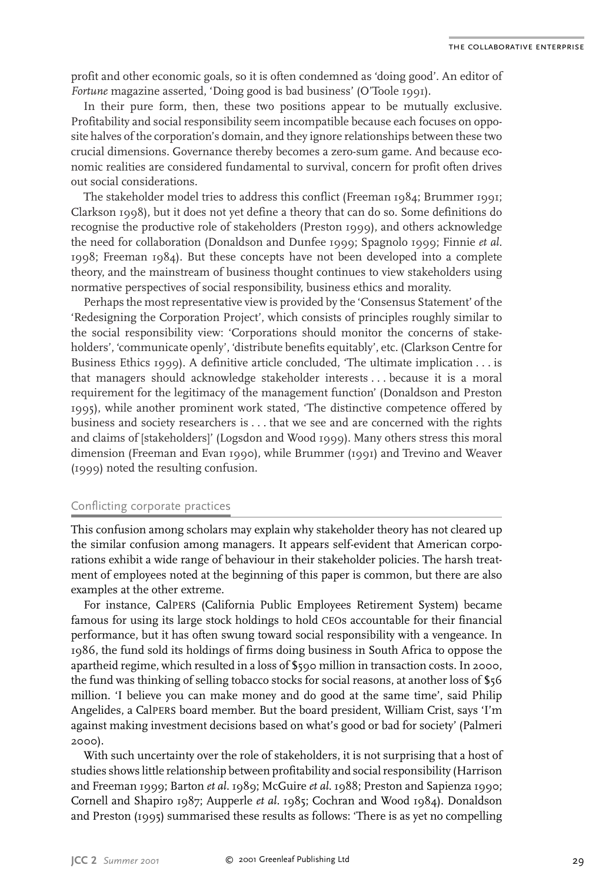profit and other economic goals, so it is often condemned as 'doing good'. An editor of *Fortune* magazine asserted, 'Doing good is bad business' (O'Toole 1991).

In their pure form, then, these two positions appear to be mutually exclusive. Profitability and social responsibility seem incompatible because each focuses on opposite halves of the corporation's domain, and they ignore relationships between these two crucial dimensions. Governance thereby becomes a zero-sum game. And because economic realities are considered fundamental to survival, concern for profit often drives out social considerations.

The stakeholder model tries to address this conflict (Freeman 1984; Brummer 1991; Clarkson 1998), but it does not yet define a theory that can do so. Some definitions do recognise the productive role of stakeholders (Preston 1999), and others acknowledge the need for collaboration (Donaldson and Dunfee 1999; Spagnolo 1999; Finnie *et al.* 1998; Freeman 1984). But these concepts have not been developed into a complete theory, and the mainstream of business thought continues to view stakeholders using normative perspectives of social responsibility, business ethics and morality.

Perhaps the most representative view is provided by the 'Consensus Statement' of the 'Redesigning the Corporation Project', which consists of principles roughly similar to the social responsibility view: 'Corporations should monitor the concerns of stakeholders', 'communicate openly', 'distribute benefits equitably', etc. (Clarkson Centre for Business Ethics 1999). A definitive article concluded, 'The ultimate implication . . . is that managers should acknowledge stakeholder interests . . . because it is a moral requirement for the legitimacy of the management function' (Donaldson and Preston 1995), while another prominent work stated, 'The distinctive competence offered by business and society researchers is . . . that we see and are concerned with the rights and claims of [stakeholders]' (Logsdon and Wood 1999). Many others stress this moral dimension (Freeman and Evan 1990), while Brummer (1991) and Trevino and Weaver (1999) noted the resulting confusion.

## Conflicting corporate practices

This confusion among scholars may explain why stakeholder theory has not cleared up the similar confusion among managers. It appears self-evident that American corporations exhibit a wide range of behaviour in their stakeholder policies. The harsh treatment of employees noted at the beginning of this paper is common, but there are also examples at the other extreme.

For instance, CalPERS (California Public Employees Retirement System) became famous for using its large stock holdings to hold CEOs accountable for their financial performance, but it has often swung toward social responsibility with a vengeance. In 1986, the fund sold its holdings of firms doing business in South Africa to oppose the apartheid regime, which resulted in a loss of $590 million in transaction costs. In 2000, the fund was thinking of selling tobacco stocks for social reasons, at another loss of $56 million. 'I believe you can make money and do good at the same time', said Philip Angelides, a CalPERS board member. But the board president, William Crist, says 'I'm against making investment decisions based on what's good or bad for society' (Palmeri 2000).

With such uncertainty over the role of stakeholders, it is not surprising that a host of studies shows little relationship between profitability and social responsibility (Harrison and Freeman 1999; Barton *et al.* 1989; McGuire *et al.* 1988; Preston and Sapienza 1990; Cornell and Shapiro 1987; Aupperle *et al.* 1985; Cochran and Wood 1984). Donaldson and Preston (1995) summarised these results as follows: 'There is as yet no compelling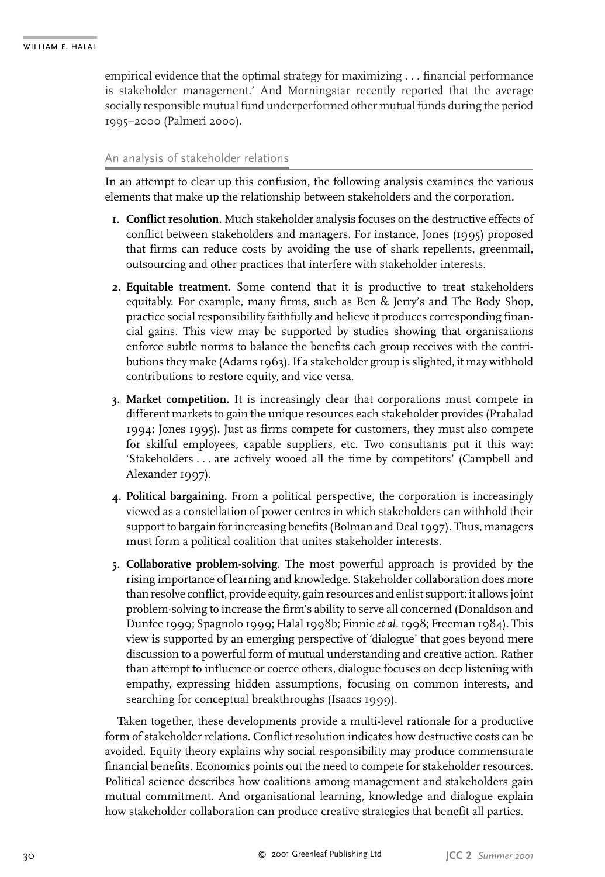empirical evidence that the optimal strategy for maximizing . . . financial performance is stakeholder management.' And Morningstar recently reported that the average socially responsible mutual fund underperformed other mutual funds during the period 1995–2000 (Palmeri 2000).

## An analysis of stakeholder relations

In an attempt to clear up this confusion, the following analysis examines the various elements that make up the relationship between stakeholders and the corporation.

1. **Conflict resolution.** Much stakeholder analysis focuses on the destructive effects of conflict between stakeholders and managers. For instance, Jones (1995) proposed that firms can reduce costs by avoiding the use of shark repellents, greenmail, outsourcing and other practices that interfere with stakeholder interests.

2. **Equitable treatment.** Some contend that it is productive to treat stakeholders equitably. For example, many firms, such as Ben & Jerry's and The Body Shop, practice social responsibility faithfully and believe it produces corresponding financial gains. This view may be supported by studies showing that organisations enforce subtle norms to balance the benefits each group receives with the contributions they make (Adams 1963). If a stakeholder group is slighted, it may withhold contributions to restore equity, and vice versa.

3. **Market competition.** It is increasingly clear that corporations must compete in different markets to gain the unique resources each stakeholder provides (Prahalad 1994; Jones 1995). Just as firms compete for customers, they must also compete for skilful employees, capable suppliers, etc. Two consultants put it this way: 'Stakeholders . . . are actively wooed all the time by competitors' (Campbell and Alexander 1997).

4. **Political bargaining.** From a political perspective, the corporation is increasingly viewed as a constellation of power centres in which stakeholders can withhold their support to bargain for increasing benefits (Bolman and Deal 1997). Thus, managers must form a political coalition that unites stakeholder interests.

5. **Collaborative problem-solving.** The most powerful approach is provided by the rising importance of learning and knowledge. Stakeholder collaboration does more than resolve conflict, provide equity, gain resources and enlist support: it allows joint problem-solving to increase the firm's ability to serve all concerned (Donaldson and Dunfee 1999; Spagnolo 1999; Halal 1998b; Finnie *et al.* 1998; Freeman 1984). This view is supported by an emerging perspective of 'dialogue' that goes beyond mere discussion to a powerful form of mutual understanding and creative action. Rather than attempt to influence or coerce others, dialogue focuses on deep listening with empathy, expressing hidden assumptions, focusing on common interests, and searching for conceptual breakthroughs (Isaacs 1999).

Taken together, these developments provide a multi-level rationale for a productive form of stakeholder relations. Conflict resolution indicates how destructive costs can be avoided. Equity theory explains why social responsibility may produce commensurate financial benefits. Economics points out the need to compete for stakeholder resources. Political science describes how coalitions among management and stakeholders gain mutual commitment. And organisational learning, knowledge and dialogue explain how stakeholder collaboration can produce creative strategies that benefit all parties.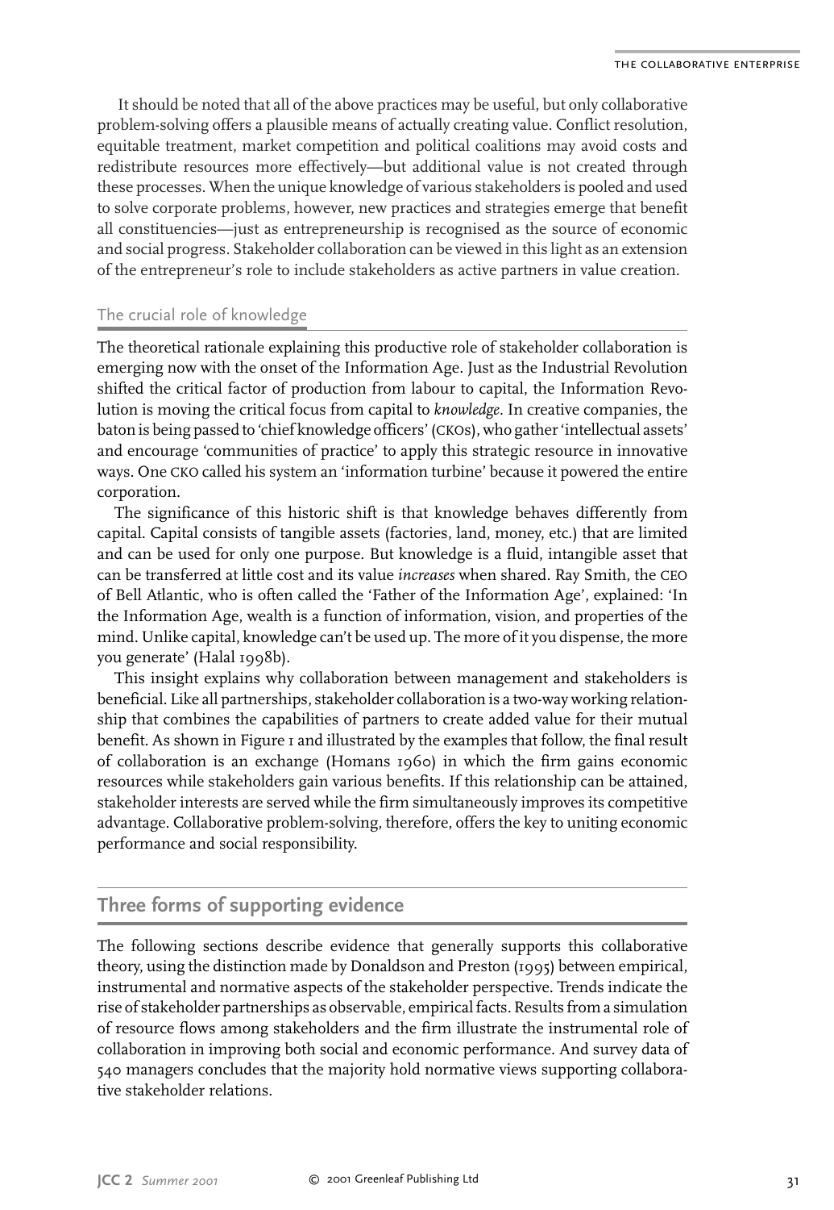It should be noted that all of the above practices may be useful, but only collaborative problem-solving offers a plausible means of actually creating value. Conflict resolution, equitable treatment, market competition and political coalitions may avoid costs and redistribute resources more effectively—but additional value is not created through these processes. When the unique knowledge of various stakeholders is pooled and used to solve corporate problems, however, new practices and strategies emerge that benefit all constituencies—just as entrepreneurship is recognised as the source of economic and social progress. Stakeholder collaboration can be viewed in this light as an extension of the entrepreneur's role to include stakeholders as active partners in value creation.

### The crucial role of knowledge

The theoretical rationale explaining this productive role of stakeholder collaboration is emerging now with the onset of the Information Age. Just as the Industrial Revolution shifted the critical factor of production from labour to capital, the Information Revolution is moving the critical focus from capital to *knowledge*. In creative companies, the baton is being passed to 'chief knowledge officers' (CKOs), who gather 'intellectual assets' and encourage 'communities of practice' to apply this strategic resource in innovative ways. One CKO called his system an 'information turbine' because it powered the entire corporation.

The significance of this historic shift is that knowledge behaves differently from capital. Capital consists of tangible assets (factories, land, money, etc.) that are limited and can be used for only one purpose. But knowledge is a fluid, intangible asset that can be transferred at little cost and its value *increases* when shared. Ray Smith, the CEO of Bell Atlantic, who is often called the 'Father of the Information Age', explained: 'In the Information Age, wealth is a function of information, vision, and properties of the mind. Unlike capital, knowledge can't be used up. The more of it you dispense, the more you generate' (Halal 1998b).

This insight explains why collaboration between management and stakeholders is beneficial. Like all partnerships, stakeholder collaboration is a two-way working relationship that combines the capabilities of partners to create added value for their mutual benefit. As shown in Figure 1 and illustrated by the examples that follow, the final result of collaboration is an exchange (Homans 1960) in which the firm gains economic resources while stakeholders gain various benefits. If this relationship can be attained, stakeholder interests are served while the firm simultaneously improves its competitive advantage. Collaborative problem-solving, therefore, offers the key to uniting economic performance and social responsibility.

## Three forms of supporting evidence

The following sections describe evidence that generally supports this collaborative theory, using the distinction made by Donaldson and Preston (1995) between empirical, instrumental and normative aspects of the stakeholder perspective. Trends indicate the rise of stakeholder partnerships as observable, empirical facts. Results from a simulation of resource flows among stakeholders and the firm illustrate the instrumental role of collaboration in improving both social and economic performance. And survey data of 540 managers concludes that the majority hold normative views supporting collaborative stakeholder relations.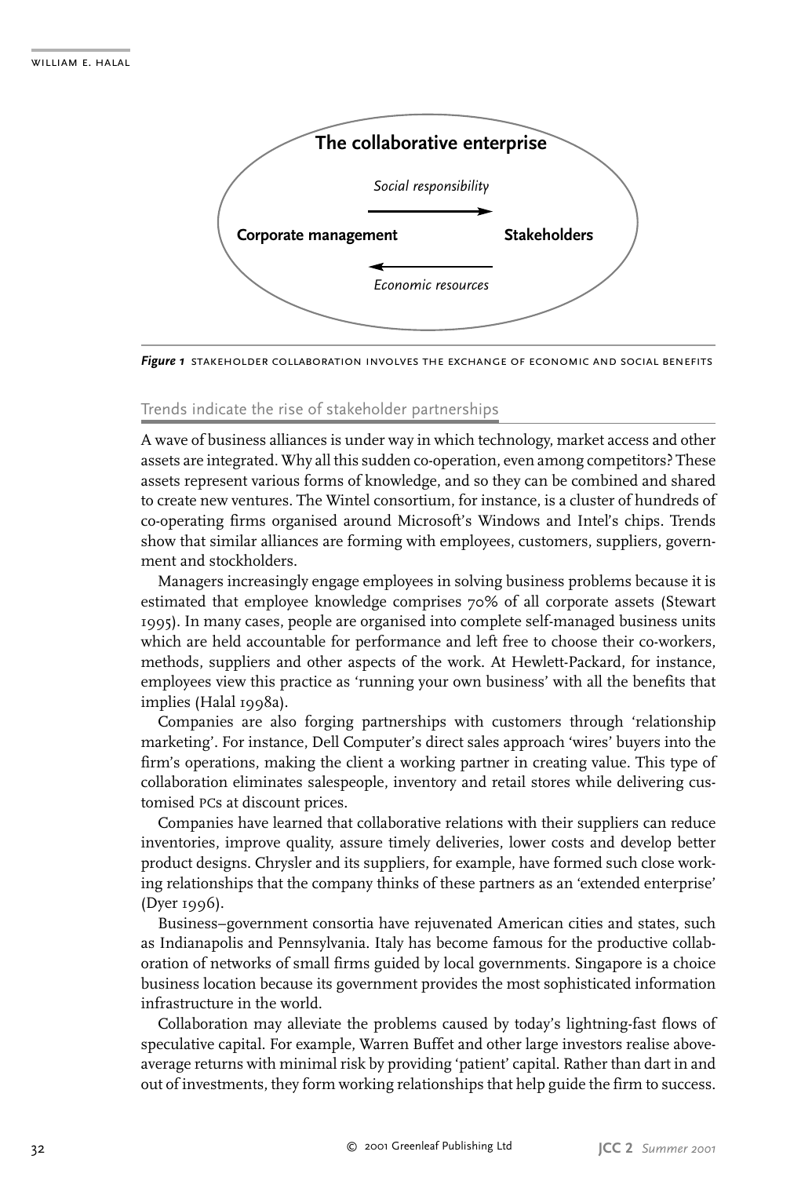The collaborative enterprise

Social responsibility

Corporate management

Stakeholders

Economic resources

***Figure 1*** STAKEHOLDER COLLABORATION INVOLVES THE EXCHANGE OF ECONOMIC AND SOCIAL BENEFITS

## Trends indicate the rise of stakeholder partnerships

A wave of business alliances is under way in which technology, market access and other assets are integrated. Why all this sudden co-operation, even among competitors? These assets represent various forms of knowledge, and so they can be combined and shared to create new ventures. The Wintel consortium, for instance, is a cluster of hundreds of co-operating firms organised around Microsoft's Windows and Intel's chips. Trends show that similar alliances are forming with employees, customers, suppliers, government and stockholders.

Managers increasingly engage employees in solving business problems because it is estimated that employee knowledge comprises 70% of all corporate assets (Stewart 1995). In many cases, people are organised into complete self-managed business units which are held accountable for performance and left free to choose their co-workers, methods, suppliers and other aspects of the work. At Hewlett-Packard, for instance, employees view this practice as 'running your own business' with all the benefits that implies (Halal 1998a).

Companies are also forging partnerships with customers through 'relationship marketing'. For instance, Dell Computer's direct sales approach 'wires' buyers into the firm's operations, making the client a working partner in creating value. This type of collaboration eliminates salespeople, inventory and retail stores while delivering customised PCs at discount prices.

Companies have learned that collaborative relations with their suppliers can reduce inventories, improve quality, assure timely deliveries, lower costs and develop better product designs. Chrysler and its suppliers, for example, have formed such close working relationships that the company thinks of these partners as an 'extended enterprise' (Dyer 1996).

Business–government consortia have rejuvenated American cities and states, such as Indianapolis and Pennsylvania. Italy has become famous for the productive collaboration of networks of small firms guided by local governments. Singapore is a choice business location because its government provides the most sophisticated information infrastructure in the world.

Collaboration may alleviate the problems caused by today's lightning-fast flows of speculative capital. For example, Warren Buffet and other large investors realise above-average returns with minimal risk by providing 'patient' capital. Rather than dart in and out of investments, they form working relationships that help guide the firm to success.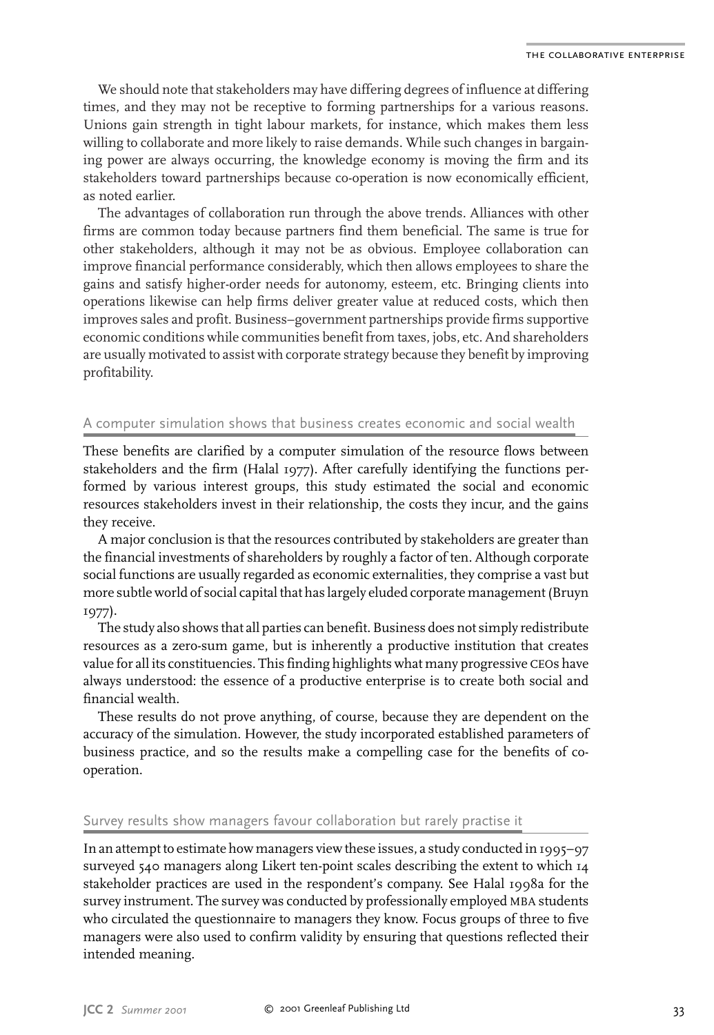We should note that stakeholders may have differing degrees of influence at differing times, and they may not be receptive to forming partnerships for a various reasons. Unions gain strength in tight labour markets, for instance, which makes them less willing to collaborate and more likely to raise demands. While such changes in bargaining power are always occurring, the knowledge economy is moving the firm and its stakeholders toward partnerships because co-operation is now economically efficient, as noted earlier.

The advantages of collaboration run through the above trends. Alliances with other firms are common today because partners find them beneficial. The same is true for other stakeholders, although it may not be as obvious. Employee collaboration can improve financial performance considerably, which then allows employees to share the gains and satisfy higher-order needs for autonomy, esteem, etc. Bringing clients into operations likewise can help firms deliver greater value at reduced costs, which then improves sales and profit. Business–government partnerships provide firms supportive economic conditions while communities benefit from taxes, jobs, etc. And shareholders are usually motivated to assist with corporate strategy because they benefit by improving profitability.

## A computer simulation shows that business creates economic and social wealth

These benefits are clarified by a computer simulation of the resource flows between stakeholders and the firm (Halal 1977). After carefully identifying the functions performed by various interest groups, this study estimated the social and economic resources stakeholders invest in their relationship, the costs they incur, and the gains they receive.

A major conclusion is that the resources contributed by stakeholders are greater than the financial investments of shareholders by roughly a factor of ten. Although corporate social functions are usually regarded as economic externalities, they comprise a vast but more subtle world of social capital that has largely eluded corporate management (Bruyn 1977).

The study also shows that all parties can benefit. Business does not simply redistribute resources as a zero-sum game, but is inherently a productive institution that creates value for all its constituencies. This finding highlights what many progressive CEOs have always understood: the essence of a productive enterprise is to create both social and financial wealth.

These results do not prove anything, of course, because they are dependent on the accuracy of the simulation. However, the study incorporated established parameters of business practice, and so the results make a compelling case for the benefits of co-operation.

## Survey results show managers favour collaboration but rarely practise it

In an attempt to estimate how managers view these issues, a study conducted in 1995–97 surveyed 540 managers along Likert ten-point scales describing the extent to which 14 stakeholder practices are used in the respondent's company. See Halal 1998a for the survey instrument. The survey was conducted by professionally employed MBA students who circulated the questionnaire to managers they know. Focus groups of three to five managers were also used to confirm validity by ensuring that questions reflected their intended meaning.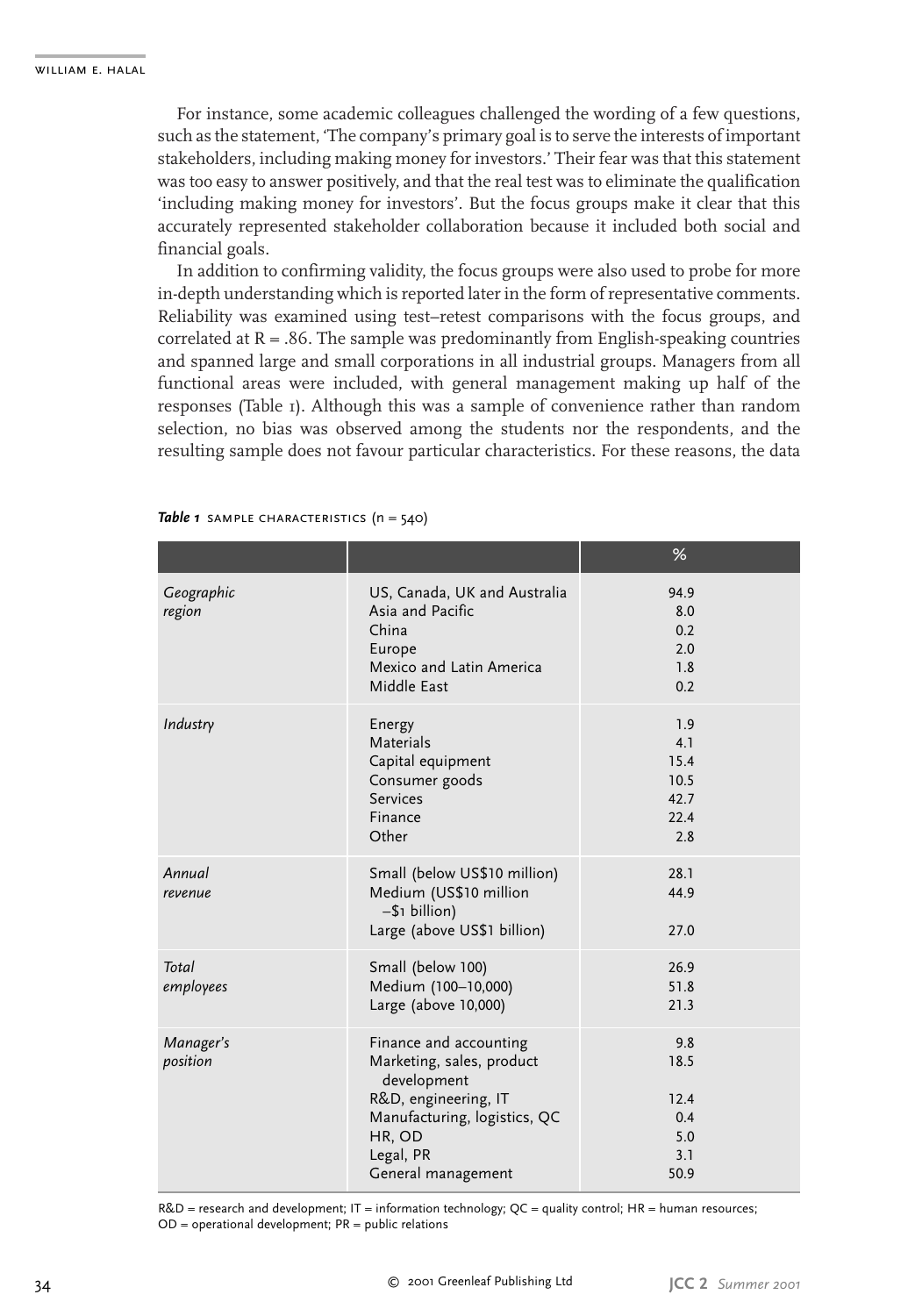For instance, some academic colleagues challenged the wording of a few questions, such as the statement, 'The company's primary goal is to serve the interests of important stakeholders, including making money for investors.' Their fear was that this statement was too easy to answer positively, and that the real test was to eliminate the qualification 'including making money for investors'. But the focus groups make it clear that this accurately represented stakeholder collaboration because it included both social and financial goals.

In addition to confirming validity, the focus groups were also used to probe for more in-depth understanding which is reported later in the form of representative comments. Reliability was examined using test–retest comparisons with the focus groups, and correlated at R = .86. The sample was predominantly from English-speaking countries and spanned large and small corporations in all industrial groups. Managers from all functional areas were included, with general management making up half of the responses (Table 1). Although this was a sample of convenience rather than random selection, no bias was observed among the students nor the respondents, and the resulting sample does not favour particular characteristics. For these reasons, the data

***Table 1*** SAMPLE CHARACTERISTICS (n = 540)

| | | % |
|---|---|---|
| *Geographic region* | US, Canada, UK and Australia | 94.9 |
| | Asia and Pacific | 8.0 |
| | China | 0.2 |
| | Europe | 2.0 |
| | Mexico and Latin America | 1.8 |
| | Middle East | 0.2 |
| *Industry* | Energy | 1.9 |
| | Materials | 4.1 |
| | Capital equipment | 15.4 |
| | Consumer goods | 10.5 |
| | Services | 42.7 |
| | Finance | 22.4 |
| | Other | 2.8 |
| *Annual revenue* | Small (below US$10 million) | 28.1 |
| | Medium (US$10 million –$1 billion) | 44.9 |
| | Large (above US$1 billion) | 27.0 |
| *Total employees* | Small (below 100) | 26.9 |
| | Medium (100–10,000) | 51.8 |
| | Large (above 10,000) | 21.3 |
| *Manager's position* | Finance and accounting | 9.8 |
| | Marketing, sales, product development | 18.5 |
| | R&D, engineering, IT | 12.4 |
| | Manufacturing, logistics, QC | 0.4 |
| | HR, OD | 5.0 |
| | Legal, PR | 3.1 |
| | General management | 50.9 |

R&D = research and development; IT = information technology; QC = quality control; HR = human resources; OD = operational development; PR = public relations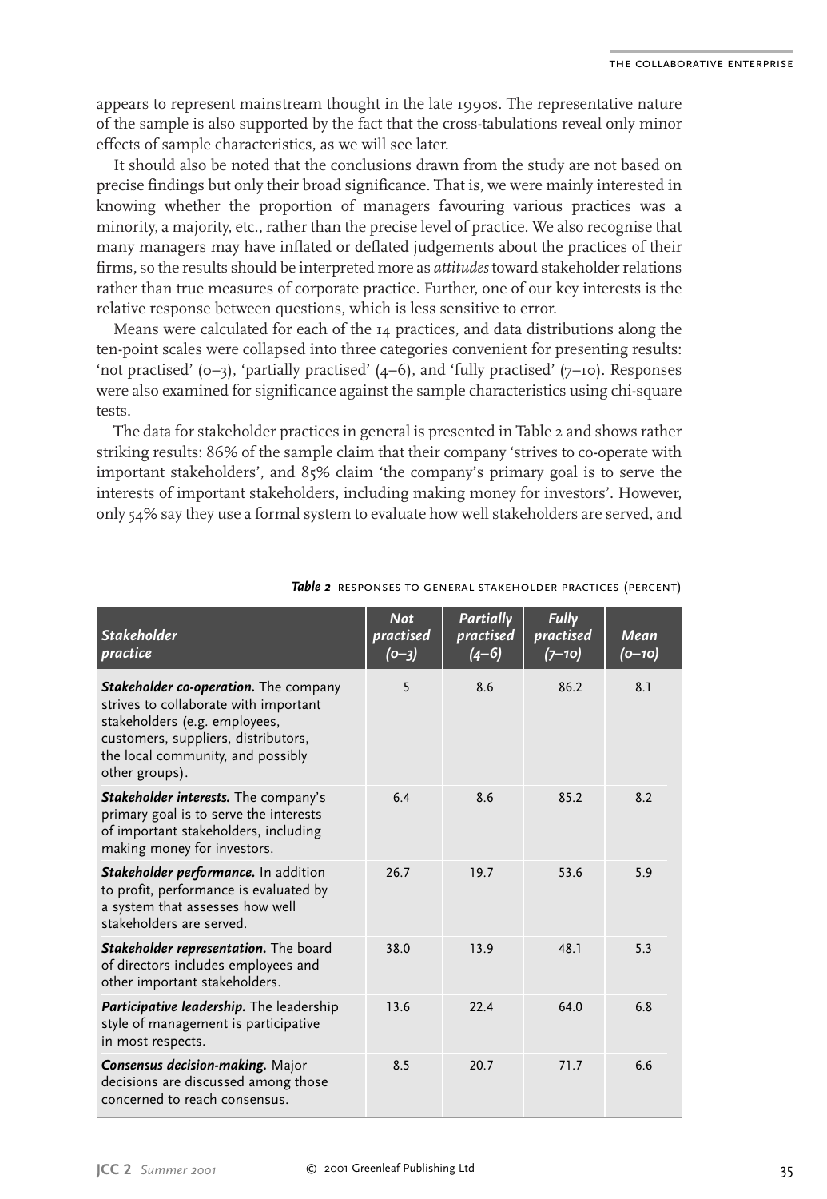appears to represent mainstream thought in the late 1990s. The representative nature of the sample is also supported by the fact that the cross-tabulations reveal only minor effects of sample characteristics, as we will see later.

It should also be noted that the conclusions drawn from the study are not based on precise findings but only their broad significance. That is, we were mainly interested in knowing whether the proportion of managers favouring various practices was a minority, a majority, etc., rather than the precise level of practice. We also recognise that many managers may have inflated or deflated judgements about the practices of their firms, so the results should be interpreted more as *attitudes* toward stakeholder relations rather than true measures of corporate practice. Further, one of our key interests is the relative response between questions, which is less sensitive to error.

Means were calculated for each of the 14 practices, and data distributions along the ten-point scales were collapsed into three categories convenient for presenting results: 'not practised' (0–3), 'partially practised' (4–6), and 'fully practised' (7–10). Responses were also examined for significance against the sample characteristics using chi-square tests.

The data for stakeholder practices in general is presented in Table 2 and shows rather striking results: 86% of the sample claim that their company 'strives to co-operate with important stakeholders', and 85% claim 'the company's primary goal is to serve the interests of important stakeholders, including making money for investors'. However, only 54% say they use a formal system to evaluate how well stakeholders are served, and

***Table 2*** RESPONSES TO GENERAL STAKEHOLDER PRACTICES (PERCENT)

| *Stakeholder practice* | *Not practised (0–3)* | *Partially practised (4–6)* | *Fully practised (7–10)* | *Mean (0–10)* |
|---|---|---|---|---|
| ***Stakeholder co-operation.*** The company strives to collaborate with important stakeholders (e.g. employees, customers, suppliers, distributors, the local community, and possibly other groups). | 5 | 8.6 | 86.2 | 8.1 |
| ***Stakeholder interests.*** The company's primary goal is to serve the interests of important stakeholders, including making money for investors. | 6.4 | 8.6 | 85.2 | 8.2 |
| ***Stakeholder performance.*** In addition to profit, performance is evaluated by a system that assesses how well stakeholders are served. | 26.7 | 19.7 | 53.6 | 5.9 |
| ***Stakeholder representation.*** The board of directors includes employees and other important stakeholders. | 38.0 | 13.9 | 48.1 | 5.3 |
| ***Participative leadership.*** The leadership style of management is participative in most respects. | 13.6 | 22.4 | 64.0 | 6.8 |
| ***Consensus decision-making.*** Major decisions are discussed among those concerned to reach consensus. | 8.5 | 20.7 | 71.7 | 6.6 |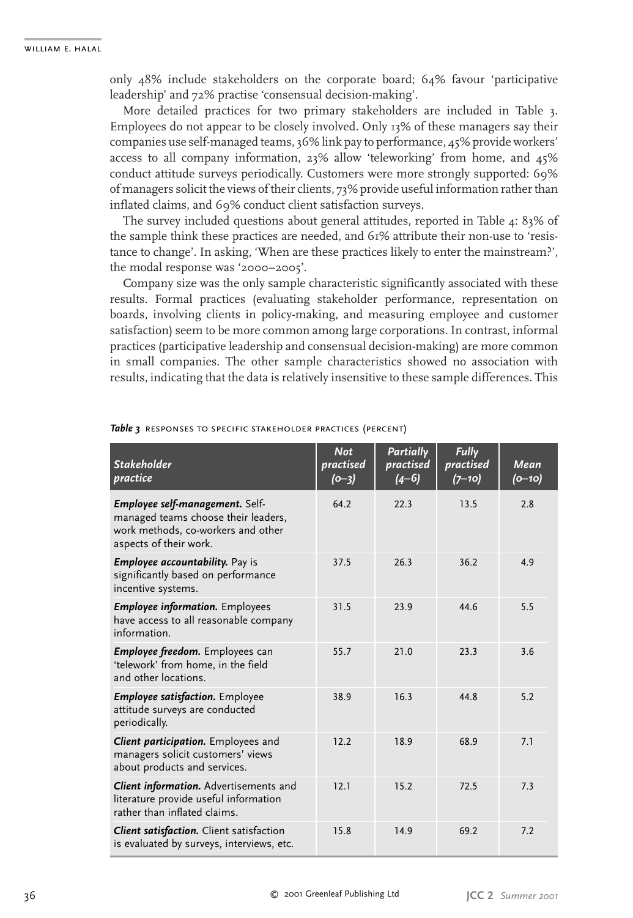only 48% include stakeholders on the corporate board; 64% favour 'participative leadership' and 72% practise 'consensual decision-making'.

More detailed practices for two primary stakeholders are included in Table 3. Employees do not appear to be closely involved. Only 13% of these managers say their companies use self-managed teams, 36% link pay to performance, 45% provide workers' access to all company information, 23% allow 'teleworking' from home, and 45% conduct attitude surveys periodically. Customers were more strongly supported: 69% of managers solicit the views of their clients, 73% provide useful information rather than inflated claims, and 69% conduct client satisfaction surveys.

The survey included questions about general attitudes, reported in Table 4: 83% of the sample think these practices are needed, and 61% attribute their non-use to 'resistance to change'. In asking, 'When are these practices likely to enter the mainstream?', the modal response was '2000–2005'.

Company size was the only sample characteristic significantly associated with these results. Formal practices (evaluating stakeholder performance, representation on boards, involving clients in policy-making, and measuring employee and customer satisfaction) seem to be more common among large corporations. In contrast, informal practices (participative leadership and consensual decision-making) are more common in small companies. The other sample characteristics showed no association with results, indicating that the data is relatively insensitive to these sample differences. This

***Table 3*** RESPONSES TO SPECIFIC STAKEHOLDER PRACTICES (PERCENT)

| *Stakeholder practice* | *Not practised (0–3)* | *Partially practised (4–6)* | *Fully practised (7–10)* | *Mean (0–10)* |
|---|---|---|---|---|
| ***Employee self-management.*** Self-managed teams choose their leaders, work methods, co-workers and other aspects of their work. | 64.2 | 22.3 | 13.5 | 2.8 |
| ***Employee accountability.*** Pay is significantly based on performance incentive systems. | 37.5 | 26.3 | 36.2 | 4.9 |
| ***Employee information.*** Employees have access to all reasonable company information. | 31.5 | 23.9 | 44.6 | 5.5 |
| ***Employee freedom.*** Employees can 'telework' from home, in the field and other locations. | 55.7 | 21.0 | 23.3 | 3.6 |
| ***Employee satisfaction.*** Employee attitude surveys are conducted periodically. | 38.9 | 16.3 | 44.8 | 5.2 |
| ***Client participation.*** Employees and managers solicit customers' views about products and services. | 12.2 | 18.9 | 68.9 | 7.1 |
| ***Client information.*** Advertisements and literature provide useful information rather than inflated claims. | 12.1 | 15.2 | 72.5 | 7.3 |
| ***Client satisfaction.*** Client satisfaction is evaluated by surveys, interviews, etc. | 15.8 | 14.9 | 69.2 | 7.2 |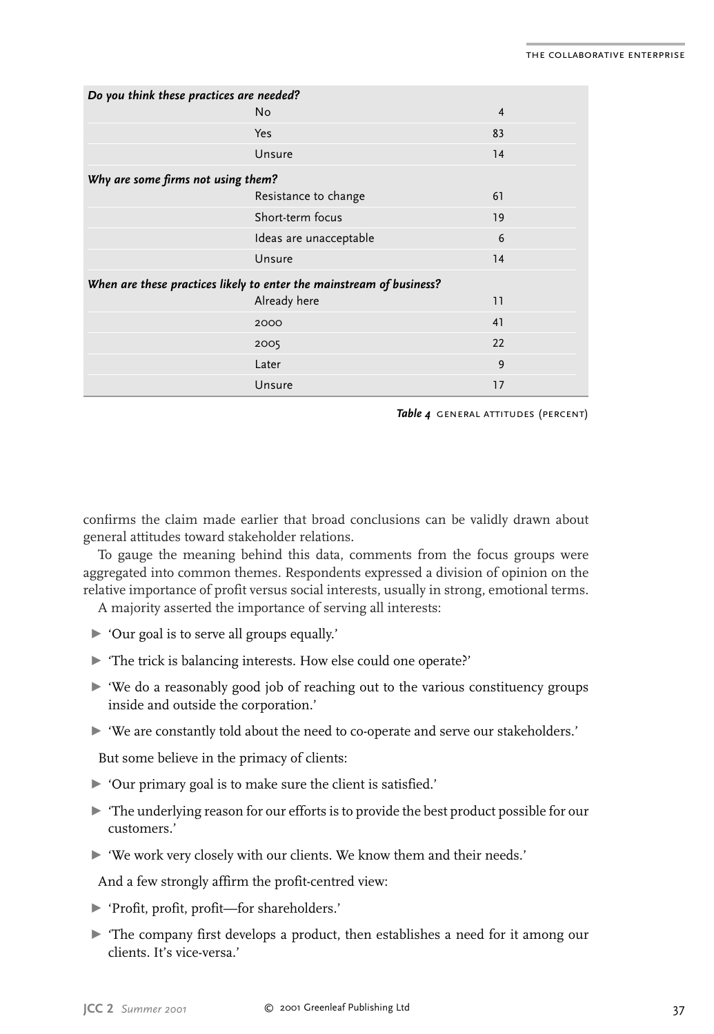| | | |
|---|---|---|
| ***Do you think these practices are needed?*** | | |
| | No | 4 |
| | Yes | 83 |
| | Unsure | 14 |
| ***Why are some firms not using them?*** | | |
| | Resistance to change | 61 |
| | Short-term focus | 19 |
| | Ideas are unacceptable | 6 |
| | Unsure | 14 |
| ***When are these practices likely to enter the mainstream of business?*** | | |
| | Already here | 11 |
| | 2000 | 41 |
| | 2005 | 22 |
| | Later | 9 |
| | Unsure | 17 |

***Table 4*** GENERAL ATTITUDES (PERCENT)

confirms the claim made earlier that broad conclusions can be validly drawn about general attitudes toward stakeholder relations.

To gauge the meaning behind this data, comments from the focus groups were aggregated into common themes. Respondents expressed a division of opinion on the relative importance of profit versus social interests, usually in strong, emotional terms.

A majority asserted the importance of serving all interests:

- 'Our goal is to serve all groups equally.'
- 'The trick is balancing interests. How else could one operate?'
- 'We do a reasonably good job of reaching out to the various constituency groups inside and outside the corporation.'
- 'We are constantly told about the need to co-operate and serve our stakeholders.'

But some believe in the primacy of clients:

- 'Our primary goal is to make sure the client is satisfied.'
- 'The underlying reason for our efforts is to provide the best product possible for our customers.'
- 'We work very closely with our clients. We know them and their needs.'

And a few strongly affirm the profit-centred view:

- 'Profit, profit, profit—for shareholders.'
- 'The company first develops a product, then establishes a need for it among our clients. It's vice-versa.'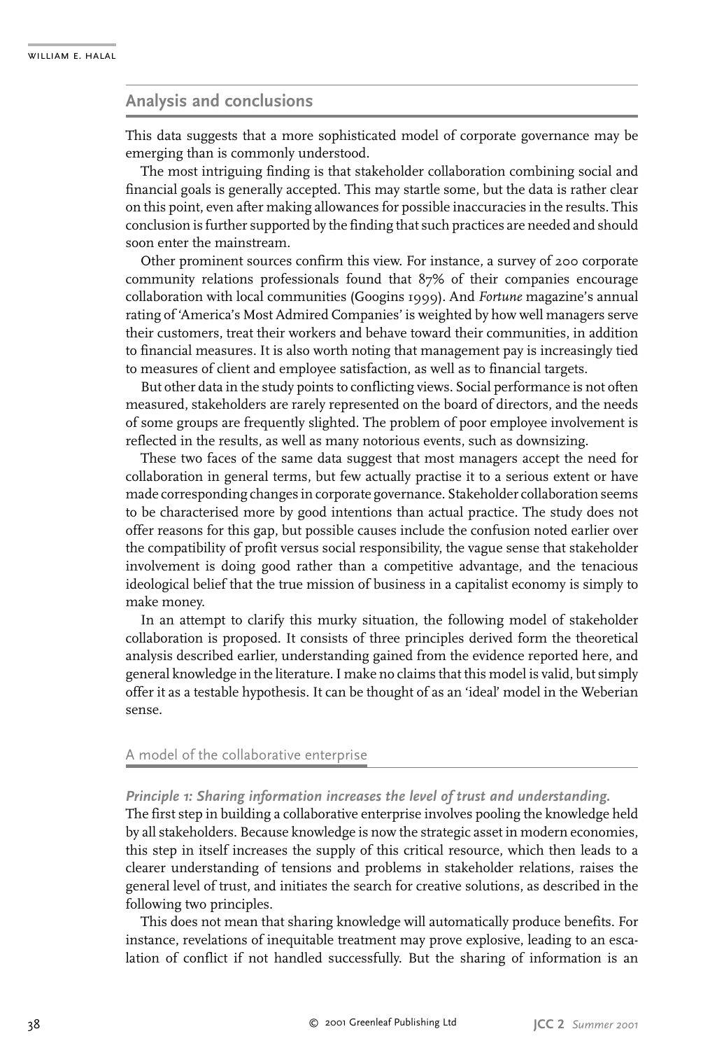## Analysis and conclusions

This data suggests that a more sophisticated model of corporate governance may be emerging than is commonly understood.

The most intriguing finding is that stakeholder collaboration combining social and financial goals is generally accepted. This may startle some, but the data is rather clear on this point, even after making allowances for possible inaccuracies in the results. This conclusion is further supported by the finding that such practices are needed and should soon enter the mainstream.

Other prominent sources confirm this view. For instance, a survey of 200 corporate community relations professionals found that 87% of their companies encourage collaboration with local communities (Googins 1999). And *Fortune* magazine's annual rating of 'America's Most Admired Companies' is weighted by how well managers serve their customers, treat their workers and behave toward their communities, in addition to financial measures. It is also worth noting that management pay is increasingly tied to measures of client and employee satisfaction, as well as to financial targets.

But other data in the study points to conflicting views. Social performance is not often measured, stakeholders are rarely represented on the board of directors, and the needs of some groups are frequently slighted. The problem of poor employee involvement is reflected in the results, as well as many notorious events, such as downsizing.

These two faces of the same data suggest that most managers accept the need for collaboration in general terms, but few actually practise it to a serious extent or have made corresponding changes in corporate governance. Stakeholder collaboration seems to be characterised more by good intentions than actual practice. The study does not offer reasons for this gap, but possible causes include the confusion noted earlier over the compatibility of profit versus social responsibility, the vague sense that stakeholder involvement is doing good rather than a competitive advantage, and the tenacious ideological belief that the true mission of business in a capitalist economy is simply to make money.

In an attempt to clarify this murky situation, the following model of stakeholder collaboration is proposed. It consists of three principles derived form the theoretical analysis described earlier, understanding gained from the evidence reported here, and general knowledge in the literature. I make no claims that this model is valid, but simply offer it as a testable hypothesis. It can be thought of as an 'ideal' model in the Weberian sense.

### A model of the collaborative enterprise

***Principle 1: Sharing information increases the level of trust and understanding.***

The first step in building a collaborative enterprise involves pooling the knowledge held by all stakeholders. Because knowledge is now the strategic asset in modern economies, this step in itself increases the supply of this critical resource, which then leads to a clearer understanding of tensions and problems in stakeholder relations, raises the general level of trust, and initiates the search for creative solutions, as described in the following two principles.

This does not mean that sharing knowledge will automatically produce benefits. For instance, revelations of inequitable treatment may prove explosive, leading to an escalation of conflict if not handled successfully. But the sharing of information is an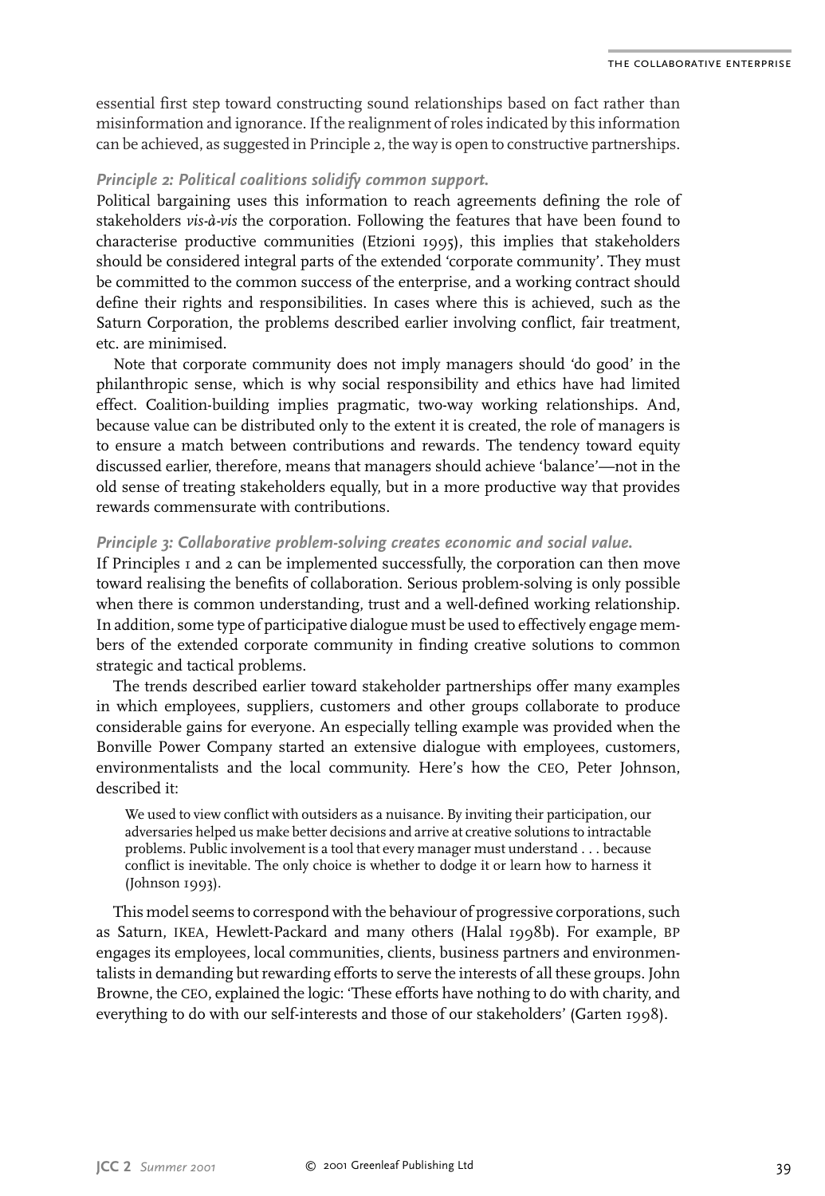essential first step toward constructing sound relationships based on fact rather than misinformation and ignorance. If the realignment of roles indicated by this information can be achieved, as suggested in Principle 2, the way is open to constructive partnerships.

### *Principle 2: Political coalitions solidify common support.*

Political bargaining uses this information to reach agreements defining the role of stakeholders *vis-à-vis* the corporation. Following the features that have been found to characterise productive communities (Etzioni 1995), this implies that stakeholders should be considered integral parts of the extended 'corporate community'. They must be committed to the common success of the enterprise, and a working contract should define their rights and responsibilities. In cases where this is achieved, such as the Saturn Corporation, the problems described earlier involving conflict, fair treatment, etc. are minimised.

Note that corporate community does not imply managers should 'do good' in the philanthropic sense, which is why social responsibility and ethics have had limited effect. Coalition-building implies pragmatic, two-way working relationships. And, because value can be distributed only to the extent it is created, the role of managers is to ensure a match between contributions and rewards. The tendency toward equity discussed earlier, therefore, means that managers should achieve 'balance'—not in the old sense of treating stakeholders equally, but in a more productive way that provides rewards commensurate with contributions.

### *Principle 3: Collaborative problem-solving creates economic and social value.*

If Principles 1 and 2 can be implemented successfully, the corporation can then move toward realising the benefits of collaboration. Serious problem-solving is only possible when there is common understanding, trust and a well-defined working relationship. In addition, some type of participative dialogue must be used to effectively engage members of the extended corporate community in finding creative solutions to common strategic and tactical problems.

The trends described earlier toward stakeholder partnerships offer many examples in which employees, suppliers, customers and other groups collaborate to produce considerable gains for everyone. An especially telling example was provided when the Bonville Power Company started an extensive dialogue with employees, customers, environmentalists and the local community. Here's how the CEO, Peter Johnson, described it:

> We used to view conflict with outsiders as a nuisance. By inviting their participation, our adversaries helped us make better decisions and arrive at creative solutions to intractable problems. Public involvement is a tool that every manager must understand . . . because conflict is inevitable. The only choice is whether to dodge it or learn how to harness it (Johnson 1993).

This model seems to correspond with the behaviour of progressive corporations, such as Saturn, IKEA, Hewlett-Packard and many others (Halal 1998b). For example, BP engages its employees, local communities, clients, business partners and environmentalists in demanding but rewarding efforts to serve the interests of all these groups. John Browne, the CEO, explained the logic: 'These efforts have nothing to do with charity, and everything to do with our self-interests and those of our stakeholders' (Garten 1998).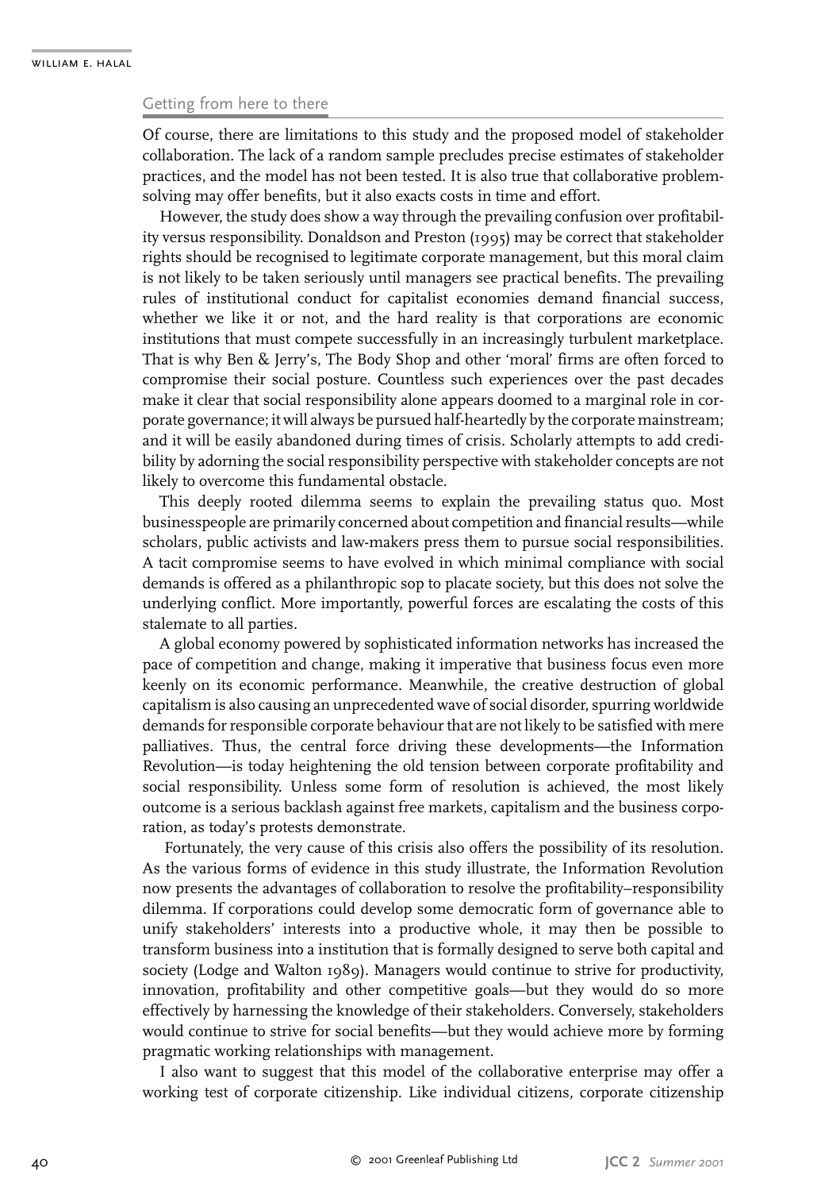## Getting from here to there

Of course, there are limitations to this study and the proposed model of stakeholder collaboration. The lack of a random sample precludes precise estimates of stakeholder practices, and the model has not been tested. It is also true that collaborative problem-solving may offer benefits, but it also exacts costs in time and effort.

However, the study does show a way through the prevailing confusion over profitability versus responsibility. Donaldson and Preston (1995) may be correct that stakeholder rights should be recognised to legitimate corporate management, but this moral claim is not likely to be taken seriously until managers see practical benefits. The prevailing rules of institutional conduct for capitalist economies demand financial success, whether we like it or not, and the hard reality is that corporations are economic institutions that must compete successfully in an increasingly turbulent marketplace. That is why Ben & Jerry's, The Body Shop and other 'moral' firms are often forced to compromise their social posture. Countless such experiences over the past decades make it clear that social responsibility alone appears doomed to a marginal role in corporate governance; it will always be pursued half-heartedly by the corporate mainstream; and it will be easily abandoned during times of crisis. Scholarly attempts to add credibility by adorning the social responsibility perspective with stakeholder concepts are not likely to overcome this fundamental obstacle.

This deeply rooted dilemma seems to explain the prevailing status quo. Most businesspeople are primarily concerned about competition and financial results—while scholars, public activists and law-makers press them to pursue social responsibilities. A tacit compromise seems to have evolved in which minimal compliance with social demands is offered as a philanthropic sop to placate society, but this does not solve the underlying conflict. More importantly, powerful forces are escalating the costs of this stalemate to all parties.

A global economy powered by sophisticated information networks has increased the pace of competition and change, making it imperative that business focus even more keenly on its economic performance. Meanwhile, the creative destruction of global capitalism is also causing an unprecedented wave of social disorder, spurring worldwide demands for responsible corporate behaviour that are not likely to be satisfied with mere palliatives. Thus, the central force driving these developments—the Information Revolution—is today heightening the old tension between corporate profitability and social responsibility. Unless some form of resolution is achieved, the most likely outcome is a serious backlash against free markets, capitalism and the business corporation, as today's protests demonstrate.

Fortunately, the very cause of this crisis also offers the possibility of its resolution. As the various forms of evidence in this study illustrate, the Information Revolution now presents the advantages of collaboration to resolve the profitability–responsibility dilemma. If corporations could develop some democratic form of governance able to unify stakeholders' interests into a productive whole, it may then be possible to transform business into a institution that is formally designed to serve both capital and society (Lodge and Walton 1989). Managers would continue to strive for productivity, innovation, profitability and other competitive goals—but they would do so more effectively by harnessing the knowledge of their stakeholders. Conversely, stakeholders would continue to strive for social benefits—but they would achieve more by forming pragmatic working relationships with management.

I also want to suggest that this model of the collaborative enterprise may offer a working test of corporate citizenship. Like individual citizens, corporate citizenship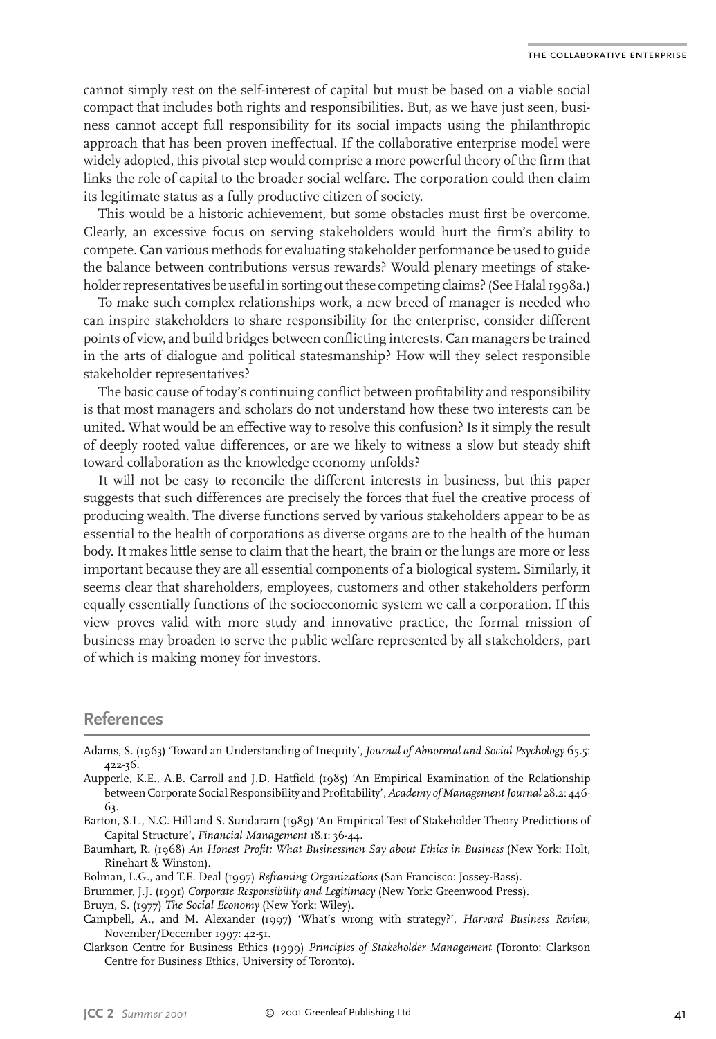cannot simply rest on the self-interest of capital but must be based on a viable social compact that includes both rights and responsibilities. But, as we have just seen, business cannot accept full responsibility for its social impacts using the philanthropic approach that has been proven ineffectual. If the collaborative enterprise model were widely adopted, this pivotal step would comprise a more powerful theory of the firm that links the role of capital to the broader social welfare. The corporation could then claim its legitimate status as a fully productive citizen of society.

This would be a historic achievement, but some obstacles must first be overcome. Clearly, an excessive focus on serving stakeholders would hurt the firm's ability to compete. Can various methods for evaluating stakeholder performance be used to guide the balance between contributions versus rewards? Would plenary meetings of stakeholder representatives be useful in sorting out these competing claims? (See Halal 1998a.)

To make such complex relationships work, a new breed of manager is needed who can inspire stakeholders to share responsibility for the enterprise, consider different points of view, and build bridges between conflicting interests. Can managers be trained in the arts of dialogue and political statesmanship? How will they select responsible stakeholder representatives?

The basic cause of today's continuing conflict between profitability and responsibility is that most managers and scholars do not understand how these two interests can be united. What would be an effective way to resolve this confusion? Is it simply the result of deeply rooted value differences, or are we likely to witness a slow but steady shift toward collaboration as the knowledge economy unfolds?

It will not be easy to reconcile the different interests in business, but this paper suggests that such differences are precisely the forces that fuel the creative process of producing wealth. The diverse functions served by various stakeholders appear to be as essential to the health of corporations as diverse organs are to the health of the human body. It makes little sense to claim that the heart, the brain or the lungs are more or less important because they are all essential components of a biological system. Similarly, it seems clear that shareholders, employees, customers and other stakeholders perform equally essentially functions of the socioeconomic system we call a corporation. If this view proves valid with more study and innovative practice, the formal mission of business may broaden to serve the public welfare represented by all stakeholders, part of which is making money for investors.

## References

Adams, S. (1963) 'Toward an Understanding of Inequity', *Journal of Abnormal and Social Psychology* 65.5: 422-36.

Aupperle, K.E., A.B. Carroll and J.D. Hatfield (1985) 'An Empirical Examination of the Relationship between Corporate Social Responsibility and Profitability', *Academy of Management Journal* 28.2: 446-63.

Barton, S.L., N.C. Hill and S. Sundaram (1989) 'An Empirical Test of Stakeholder Theory Predictions of Capital Structure', *Financial Management* 18.1: 36-44.

Baumhart, R. (1968) *An Honest Profit: What Businessmen Say about Ethics in Business* (New York: Holt, Rinehart & Winston).

Bolman, L.G., and T.E. Deal (1997) *Reframing Organizations* (San Francisco: Jossey-Bass).

Brummer, J.J. (1991) *Corporate Responsibility and Legitimacy* (New York: Greenwood Press).

Bruyn, S. (1977) *The Social Economy* (New York: Wiley).

Campbell, A., and M. Alexander (1997) 'What's wrong with strategy?', *Harvard Business Review*, November/December 1997: 42-51.

Clarkson Centre for Business Ethics (1999) *Principles of Stakeholder Management* (Toronto: Clarkson Centre for Business Ethics, University of Toronto).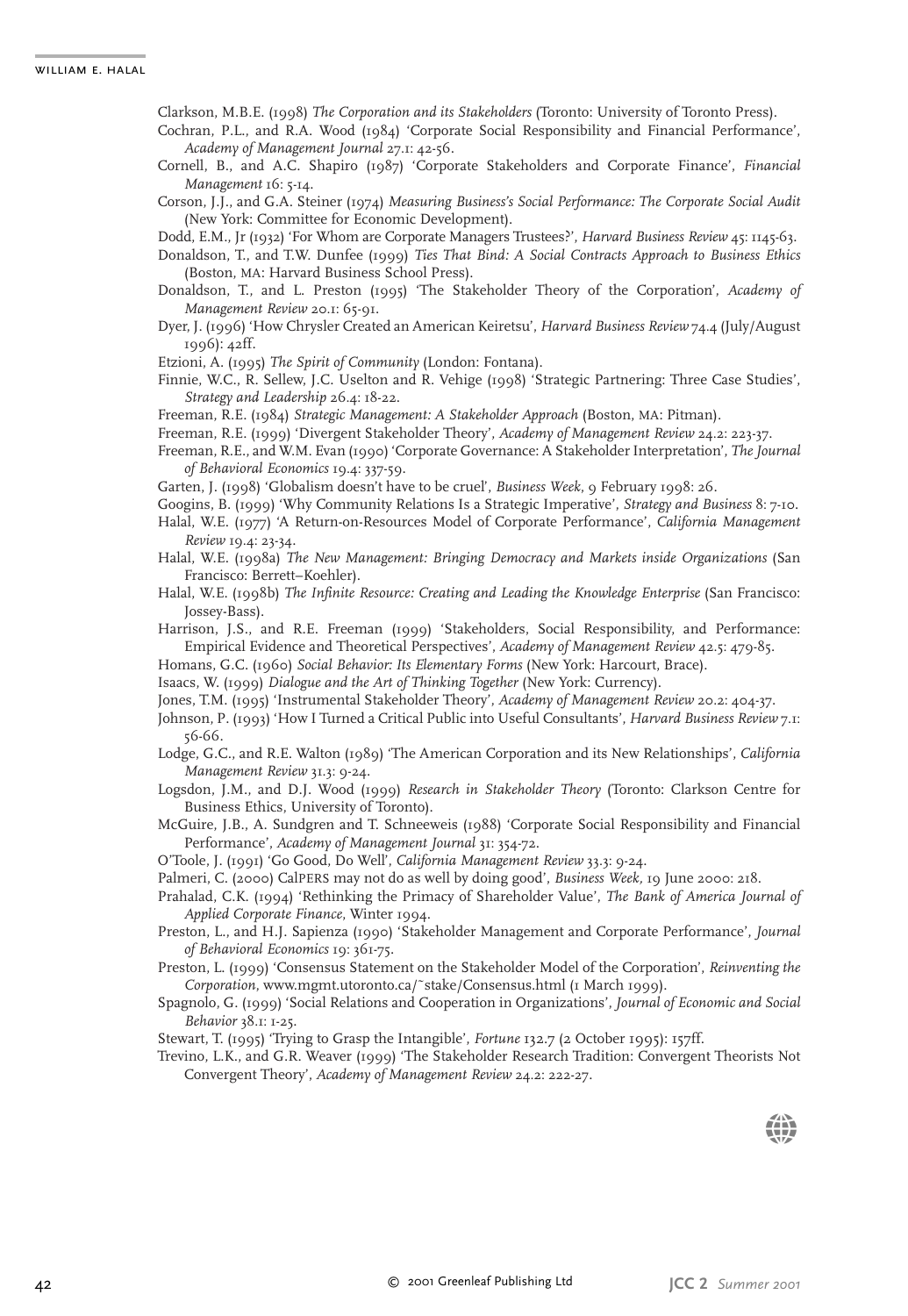Clarkson, M.B.E. (1998) *The Corporation and its Stakeholders* (Toronto: University of Toronto Press).

Cochran, P.L., and R.A. Wood (1984) 'Corporate Social Responsibility and Financial Performance', *Academy of Management Journal* 27.1: 42-56.

Cornell, B., and A.C. Shapiro (1987) 'Corporate Stakeholders and Corporate Finance', *Financial Management* 16: 5-14.

Corson, J.J., and G.A. Steiner (1974) *Measuring Business's Social Performance: The Corporate Social Audit* (New York: Committee for Economic Development).

Dodd, E.M., Jr (1932) 'For Whom are Corporate Managers Trustees?', *Harvard Business Review* 45: 1145-63.

Donaldson, T., and T.W. Dunfee (1999) *Ties That Bind: A Social Contracts Approach to Business Ethics* (Boston, MA: Harvard Business School Press).

Donaldson, T., and L. Preston (1995) 'The Stakeholder Theory of the Corporation', *Academy of Management Review* 20.1: 65-91.

Dyer, J. (1996) 'How Chrysler Created an American Keiretsu', *Harvard Business Review* 74.4 (July/August 1996): 42ff.

Etzioni, A. (1995) *The Spirit of Community* (London: Fontana).

Finnie, W.C., R. Sellew, J.C. Uselton and R. Vehige (1998) 'Strategic Partnering: Three Case Studies', *Strategy and Leadership* 26.4: 18-22.

Freeman, R.E. (1984) *Strategic Management: A Stakeholder Approach* (Boston, MA: Pitman).

Freeman, R.E. (1999) 'Divergent Stakeholder Theory', *Academy of Management Review* 24.2: 223-37.

Freeman, R.E., and W.M. Evan (1990) 'Corporate Governance: A Stakeholder Interpretation', *The Journal of Behavioral Economics* 19.4: 337-59.

Garten, J. (1998) 'Globalism doesn't have to be cruel', *Business Week*, 9 February 1998: 26.

Googins, B. (1999) 'Why Community Relations Is a Strategic Imperative', *Strategy and Business* 8: 7-10.

Halal, W.E. (1977) 'A Return-on-Resources Model of Corporate Performance', *California Management Review* 19.4: 23-34.

Halal, W.E. (1998a) *The New Management: Bringing Democracy and Markets inside Organizations* (San Francisco: Berrett–Koehler).

Halal, W.E. (1998b) *The Infinite Resource: Creating and Leading the Knowledge Enterprise* (San Francisco: Jossey-Bass).

Harrison, J.S., and R.E. Freeman (1999) 'Stakeholders, Social Responsibility, and Performance: Empirical Evidence and Theoretical Perspectives', *Academy of Management Review* 42.5: 479-85.

Homans, G.C. (1960) *Social Behavior: Its Elementary Forms* (New York: Harcourt, Brace).

Isaacs, W. (1999) *Dialogue and the Art of Thinking Together* (New York: Currency).

Jones, T.M. (1995) 'Instrumental Stakeholder Theory', *Academy of Management Review* 20.2: 404-37.

Johnson, P. (1993) 'How I Turned a Critical Public into Useful Consultants', *Harvard Business Review* 7.1: 56-66.

Lodge, G.C., and R.E. Walton (1989) 'The American Corporation and its New Relationships', *California Management Review* 31.3: 9-24.

Logsdon, J.M., and D.J. Wood (1999) *Research in Stakeholder Theory* (Toronto: Clarkson Centre for Business Ethics, University of Toronto).

McGuire, J.B., A. Sundgren and T. Schneeweis (1988) 'Corporate Social Responsibility and Financial Performance', *Academy of Management Journal* 31: 354-72.

O'Toole, J. (1991) 'Go Good, Do Well', *California Management Review* 33.3: 9-24.

Palmeri, C. (2000) CalPERS may not do as well by doing good', *Business Week*, 19 June 2000: 218.

Prahalad, C.K. (1994) 'Rethinking the Primacy of Shareholder Value', *The Bank of America Journal of Applied Corporate Finance*, Winter 1994.

Preston, L., and H.J. Sapienza (1990) 'Stakeholder Management and Corporate Performance', *Journal of Behavioral Economics* 19: 361-75.

Preston, L. (1999) 'Consensus Statement on the Stakeholder Model of the Corporation', *Reinventing the Corporation*, www.mgmt.utoronto.ca/~stake/Consensus.html (1 March 1999).

Spagnolo, G. (1999) 'Social Relations and Cooperation in Organizations', *Journal of Economic and Social Behavior* 38.1: 1-25.

Stewart, T. (1995) 'Trying to Grasp the Intangible', *Fortune* 132.7 (2 October 1995): 157ff.

Trevino, L.K., and G.R. Weaver (1999) 'The Stakeholder Research Tradition: Convergent Theorists Not Convergent Theory', *Academy of Management Review* 24.2: 222-27.